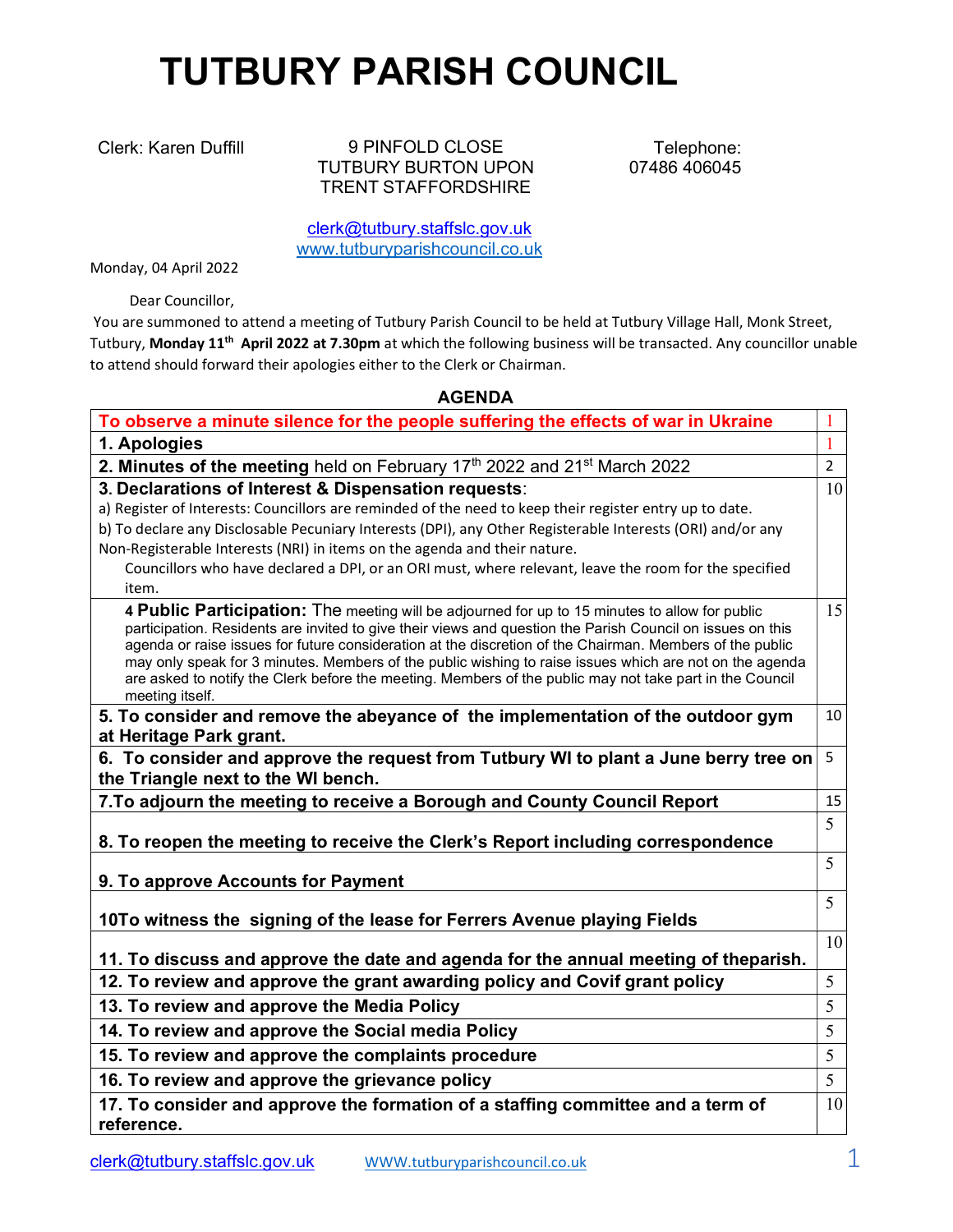# TUTBURY PARISH COUNCIL

Clerk: Karen Duffill

9 PINFOLD CLOSE
TUTBURY BURTON UPON TRENT STAFFORDSHIRE

Telephone:
07486 406045

clerk@tutbury.staffslc.gov.uk
www.tutburyparishcouncil.co.uk

Monday, 04 April 2022

Dear Councillor,

You are summoned to attend a meeting of Tutbury Parish Council to be held at Tutbury Village Hall, Monk Street, Tutbury, **Monday 11th April 2022 at 7.30pm** at which the following business will be transacted. Any councillor unable to attend should forward their apologies either to the Clerk or Chairman.

## AGENDA

| | |
|---|---|
| **To observe a minute silence for the people suffering the effects of war in Ukraine** | 1 |
| **1. Apologies** | 1 |
| **2. Minutes of the meeting** held on February 17th 2022 and 21st March 2022 | 2 |
| **3. Declarations of Interest & Dispensation requests**:<br>a) Register of Interests: Councillors are reminded of the need to keep their register entry up to date.<br>b) To declare any Disclosable Pecuniary Interests (DPI), any Other Registerable Interests (ORI) and/or any Non-Registerable Interests (NRI) in items on the agenda and their nature.<br>Councillors who have declared a DPI, or an ORI must, where relevant, leave the room for the specified item. | 10 |
| **4 Public Participation:** The meeting will be adjourned for up to 15 minutes to allow for public participation. Residents are invited to give their views and question the Parish Council on issues on this agenda or raise issues for future consideration at the discretion of the Chairman. Members of the public may only speak for 3 minutes. Members of the public wishing to raise issues which are not on the agenda are asked to notify the Clerk before the meeting. Members of the public may not take part in the Council meeting itself. | 15 |
| **5. To consider and remove the abeyance of the implementation of the outdoor gym at Heritage Park grant.** | 10 |
| **6. To consider and approve the request from Tutbury WI to plant a June berry tree on the Triangle next to the WI bench.** | 5 |
| **7.To adjourn the meeting to receive a Borough and County Council Report** | 15 |
| **8. To reopen the meeting to receive the Clerk's Report including correspondence** | 5 |
| **9. To approve Accounts for Payment** | 5 |
| **10To witness the signing of the lease for Ferrers Avenue playing Fields** | 5 |
| **11. To discuss and approve the date and agenda for the annual meeting of theparish.** | 10 |
| **12. To review and approve the grant awarding policy and Covif grant policy** | 5 |
| **13. To review and approve the Media Policy** | 5 |
| **14. To review and approve the Social media Policy** | 5 |
| **15. To review and approve the complaints procedure** | 5 |
| **16. To review and approve the grievance policy** | 5 |
| **17. To consider and approve the formation of a staffing committee and a term of reference.** | 10 |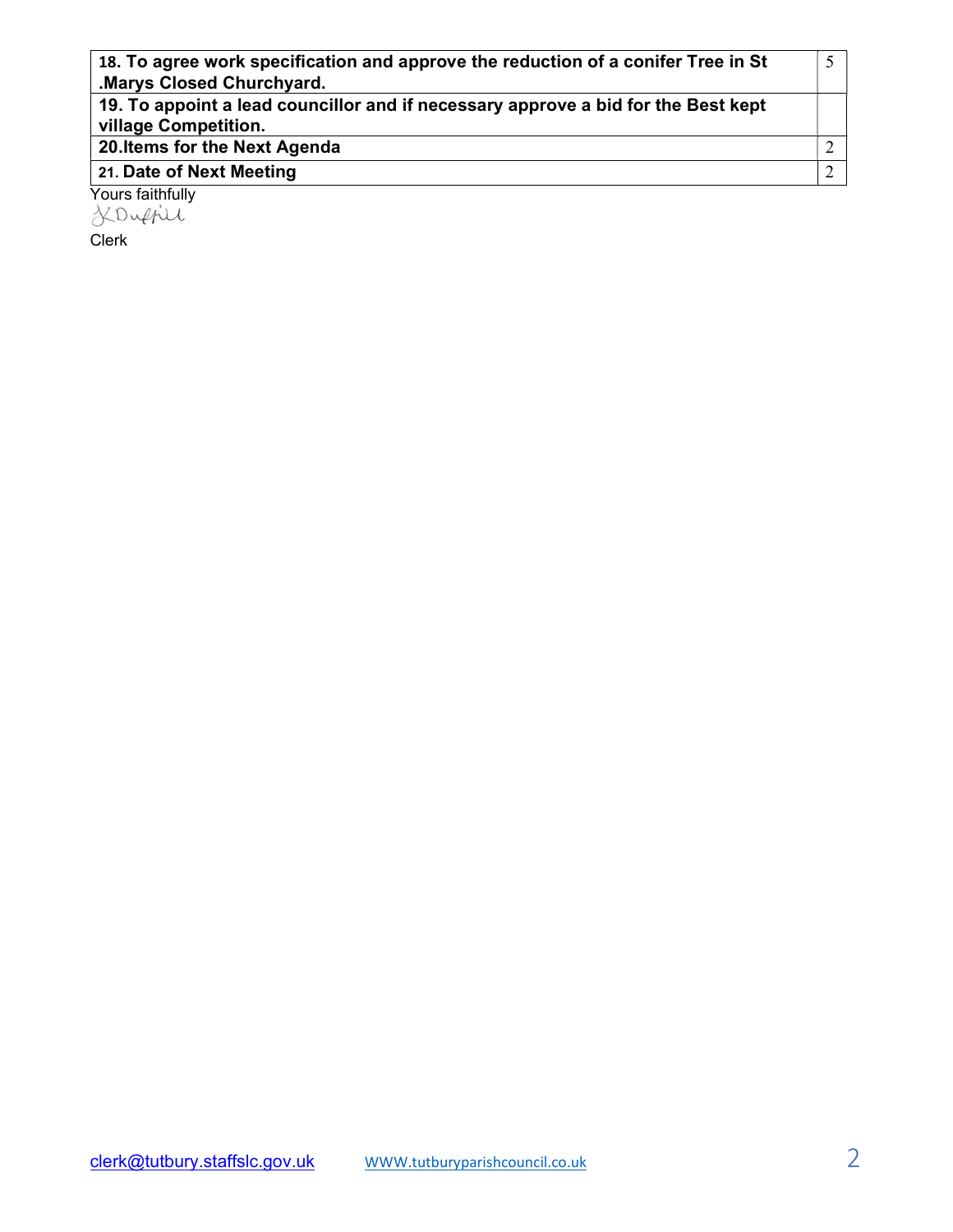| | |
|---|---|
| **18. To agree work specification and approve the reduction of a conifer Tree in St .Marys Closed Churchyard.** | 5 |
| **19. To appoint a lead councillor and if necessary approve a bid for the Best kept village Competition.** | |
| **20.Items for the Next Agenda** | 2 |
| **21. Date of Next Meeting** | 2 |

Yours faithfully

K Duffill

Clerk

clerk@tutbury.staffslc.gov.uk WWW.tutburyparishcouncil.co.uk